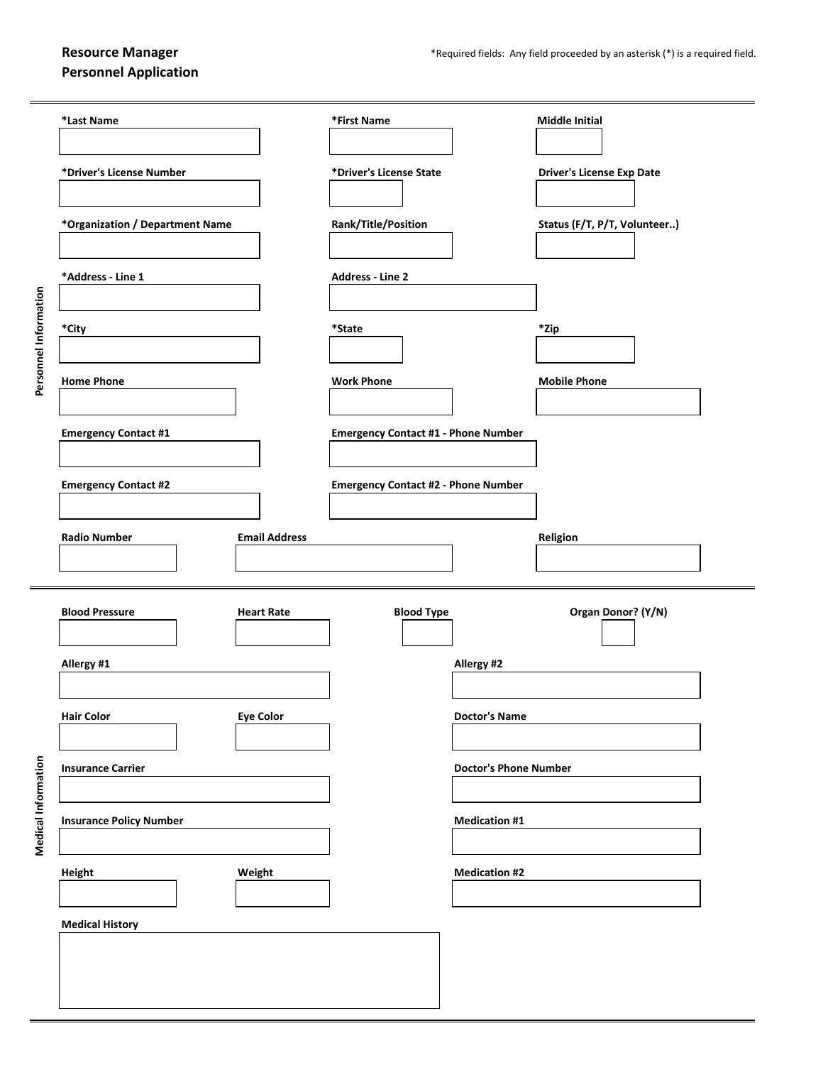**Resource Manager**
**Personnel Application**

*Required fields: Any field proceeded by an asterisk (*) is a required field.

---

## Personnel Information

**\*Last Name**

**\*First Name**

**Middle Initial**

**\*Driver's License Number**

**\*Driver's License State**

**Driver's License Exp Date**

**\*Organization / Department Name**

**Rank/Title/Position**

**Status (F/T, P/T, Volunteer..)**

**\*Address - Line 1**

**Address - Line 2**

**\*City**

**\*State**

**\*Zip**

**Home Phone**

**Work Phone**

**Mobile Phone**

**Emergency Contact #1**

**Emergency Contact #1 - Phone Number**

**Emergency Contact #2**

**Emergency Contact #2 - Phone Number**

**Radio Number**

**Email Address**

**Religion**

---

## Medical Information

**Blood Pressure**

**Heart Rate**

**Blood Type**

**Organ Donor? (Y/N)**

**Allergy #1**

**Allergy #2**

**Hair Color**

**Eye Color**

**Doctor's Name**

**Insurance Carrier**

**Doctor's Phone Number**

**Insurance Policy Number**

**Medication #1**

**Height**

**Weight**

**Medication #2**

**Medical History**

---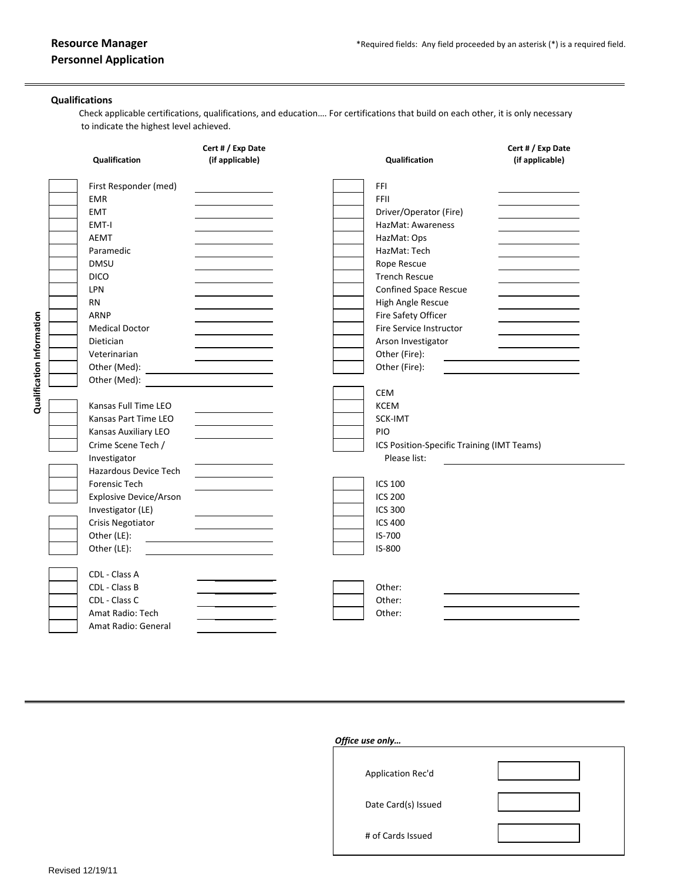**Resource Manager**
**Personnel Application**

*Required fields: Any field proceeded by an asterisk (*) is a required field.

---

### Qualifications

Check applicable certifications, qualifications, and education…. For certifications that build on each other, it is only necessary to indicate the highest level achieved.

**Qualification Information**

| | Qualification | Cert # / Exp Date (if applicable) |
|---|---|---|
| ☐ | First Responder (med) | |
| ☐ | EMR | |
| ☐ | EMT | |
| ☐ | EMT-I | |
| ☐ | AEMT | |
| ☐ | Paramedic | |
| ☐ | DMSU | |
| ☐ | DICO | |
| ☐ | LPN | |
| ☐ | RN | |
| ☐ | ARNP | |
| ☐ | Medical Doctor | |
| ☐ | Dietician | |
| ☐ | Veterinarian | |
| ☐ | Other (Med): | |
| ☐ | Other (Med): | |
| ☐ | Kansas Full Time LEO | |
| ☐ | Kansas Part Time LEO | |
| ☐ | Kansas Auxiliary LEO | |
| ☐ | Crime Scene Tech / Investigator | |
| ☐ | Hazardous Device Tech | |
| ☐ | Forensic Tech | |
| ☐ | Explosive Device/Arson Investigator (LE) | |
| ☐ | Crisis Negotiator | |
| ☐ | Other (LE): | |
| ☐ | Other (LE): | |
| ☐ | CDL - Class A | |
| ☐ | CDL - Class B | |
| ☐ | CDL - Class C | |
| ☐ | Amat Radio: Tech | |
| ☐ | Amat Radio: General | |

| | Qualification | Cert # / Exp Date (if applicable) |
|---|---|---|
| ☐ | FFI | |
| ☐ | FFII | |
| ☐ | Driver/Operator (Fire) | |
| ☐ | HazMat: Awareness | |
| ☐ | HazMat: Ops | |
| ☐ | HazMat: Tech | |
| ☐ | Rope Rescue | |
| ☐ | Trench Rescue | |
| ☐ | Confined Space Rescue | |
| ☐ | High Angle Rescue | |
| ☐ | Fire Safety Officer | |
| ☐ | Fire Service Instructor | |
| ☐ | Arson Investigator | |
| ☐ | Other (Fire): | |
| ☐ | Other (Fire): | |
| ☐ | CEM | |
| ☐ | KCEM | |
| ☐ | SCK-IMT | |
| ☐ | PIO | |
| ☐ | ICS Position-Specific Training (IMT Teams) Please list: | |
| ☐ | ICS 100 | |
| ☐ | ICS 200 | |
| ☐ | ICS 300 | |
| ☐ | ICS 400 | |
| ☐ | IS-700 | |
| ☐ | IS-800 | |
| ☐ | Other: | |
| ☐ | Other: | |
| ☐ | Other: | |

---

*Office use only…*

| | |
|---|---|
| Application Rec'd | |
| Date Card(s) Issued | |
| # of Cards Issued | |

Revised 12/19/11